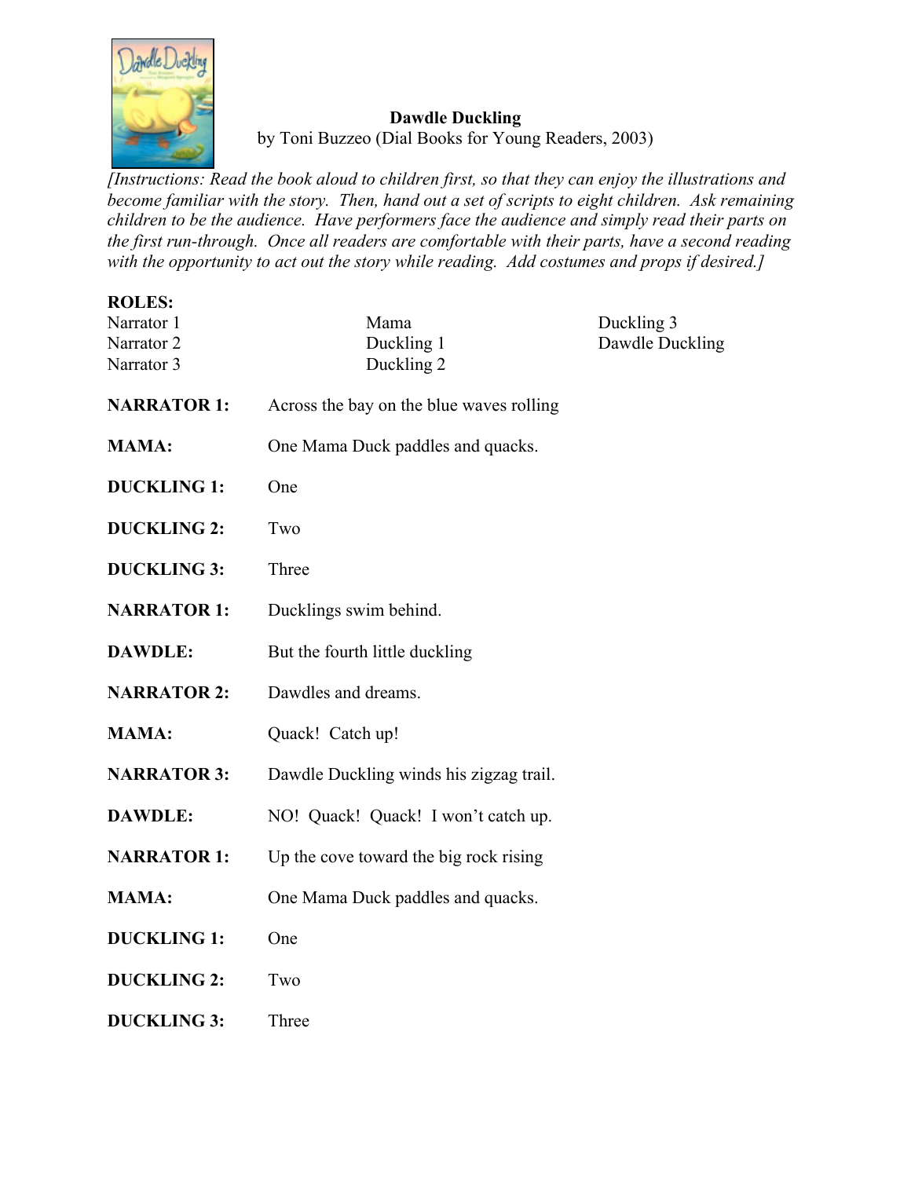**Dawdle Duckling**
by Toni Buzzeo (Dial Books for Young Readers, 2003)

*[Instructions: Read the book aloud to children first, so that they can enjoy the illustrations and become familiar with the story. Then, hand out a set of scripts to eight children. Ask remaining children to be the audience. Have performers face the audience and simply read their parts on the first run-through. Once all readers are comfortable with their parts, have a second reading with the opportunity to act out the story while reading. Add costumes and props if desired.]*

**ROLES:**

Narrator 1
Narrator 2
Narrator 3
Mama
Duckling 1
Duckling 2
Duckling 3
Dawdle Duckling

**NARRATOR 1:** Across the bay on the blue waves rolling

**MAMA:** One Mama Duck paddles and quacks.

**DUCKLING 1:** One

**DUCKLING 2:** Two

**DUCKLING 3:** Three

**NARRATOR 1:** Ducklings swim behind.

**DAWDLE:** But the fourth little duckling

**NARRATOR 2:** Dawdles and dreams.

**MAMA:** Quack! Catch up!

**NARRATOR 3:** Dawdle Duckling winds his zigzag trail.

**DAWDLE:** NO! Quack! Quack! I won't catch up.

**NARRATOR 1:** Up the cove toward the big rock rising

**MAMA:** One Mama Duck paddles and quacks.

**DUCKLING 1:** One

**DUCKLING 2:** Two

**DUCKLING 3:** Three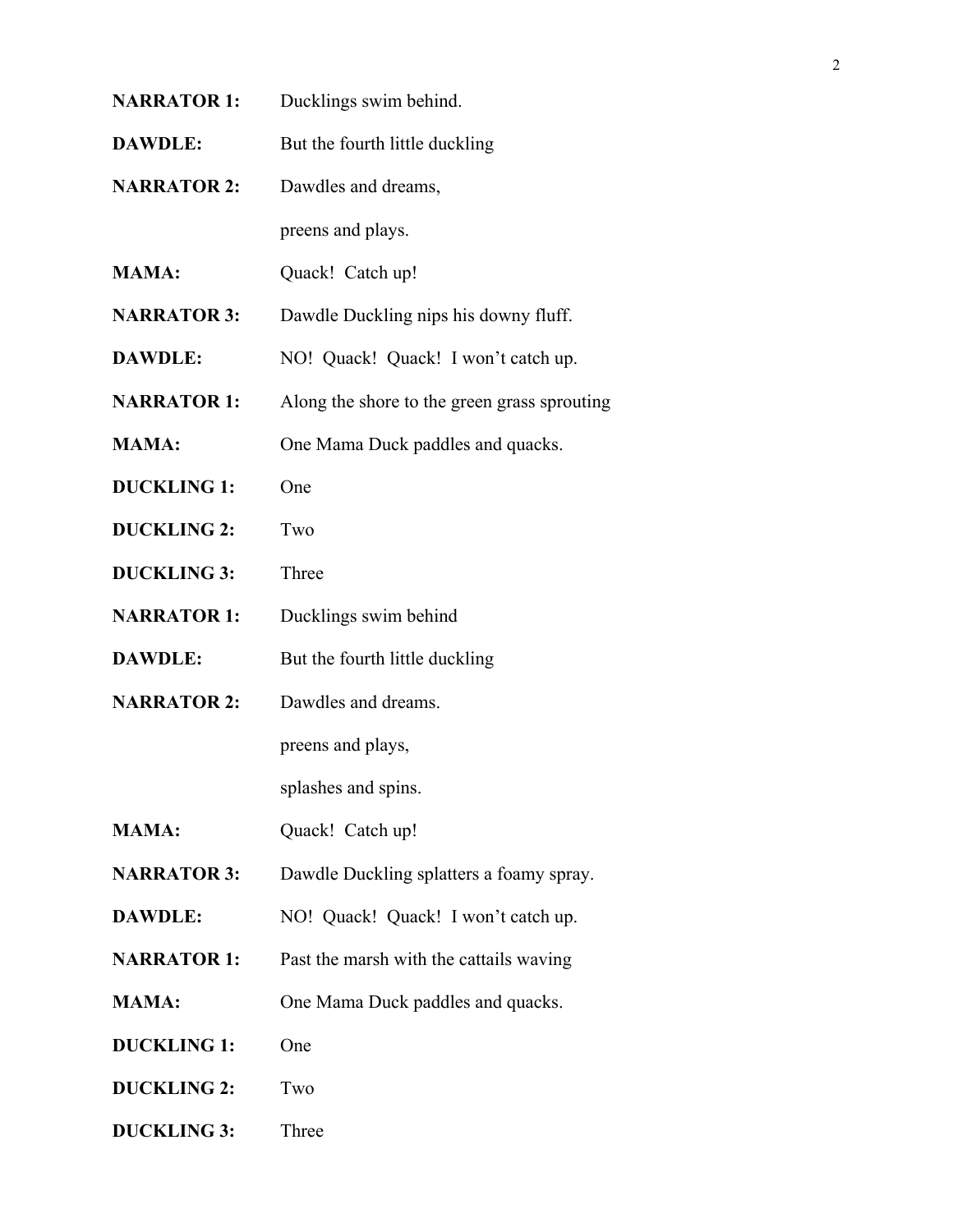**NARRATOR 1:** Ducklings swim behind.

**DAWDLE:** But the fourth little duckling

**NARRATOR 2:** Dawdles and dreams,
preens and plays.

**MAMA:** Quack! Catch up!

**NARRATOR 3:** Dawdle Duckling nips his downy fluff.

**DAWDLE:** NO! Quack! Quack! I won't catch up.

**NARRATOR 1:** Along the shore to the green grass sprouting

**MAMA:** One Mama Duck paddles and quacks.

**DUCKLING 1:** One

**DUCKLING 2:** Two

**DUCKLING 3:** Three

**NARRATOR 1:** Ducklings swim behind

**DAWDLE:** But the fourth little duckling

**NARRATOR 2:** Dawdles and dreams.
preens and plays,
splashes and spins.

**MAMA:** Quack! Catch up!

**NARRATOR 3:** Dawdle Duckling splatters a foamy spray.

**DAWDLE:** NO! Quack! Quack! I won't catch up.

**NARRATOR 1:** Past the marsh with the cattails waving

**MAMA:** One Mama Duck paddles and quacks.

**DUCKLING 1:** One

**DUCKLING 2:** Two

**DUCKLING 3:** Three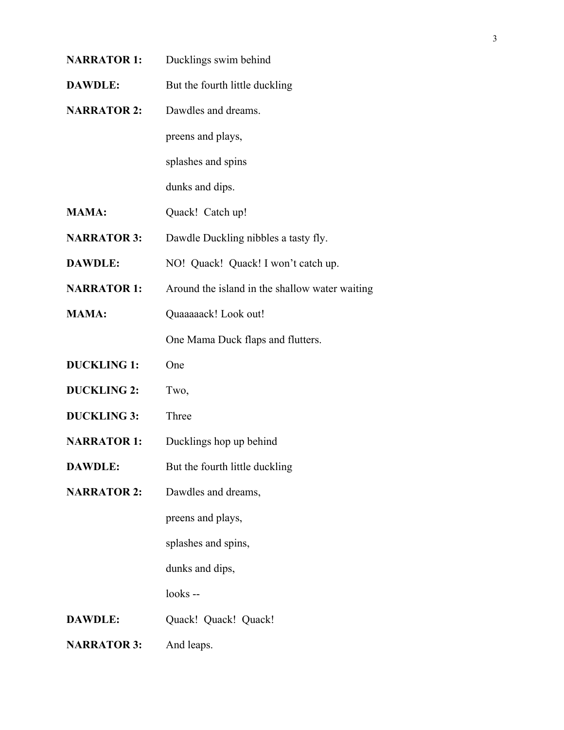**NARRATOR 1:** Ducklings swim behind

**DAWDLE:** But the fourth little duckling

**NARRATOR 2:** Dawdles and dreams.
preens and plays,
splashes and spins
dunks and dips.

**MAMA:** Quack! Catch up!

**NARRATOR 3:** Dawdle Duckling nibbles a tasty fly.

**DAWDLE:** NO! Quack! Quack! I won't catch up.

**NARRATOR 1:** Around the island in the shallow water waiting

**MAMA:** Quaaaaack! Look out!
One Mama Duck flaps and flutters.

**DUCKLING 1:** One

**DUCKLING 2:** Two,

**DUCKLING 3:** Three

**NARRATOR 1:** Ducklings hop up behind

**DAWDLE:** But the fourth little duckling

**NARRATOR 2:** Dawdles and dreams,
preens and plays,
splashes and spins,
dunks and dips,
looks --

**DAWDLE:** Quack! Quack! Quack!

**NARRATOR 3:** And leaps.